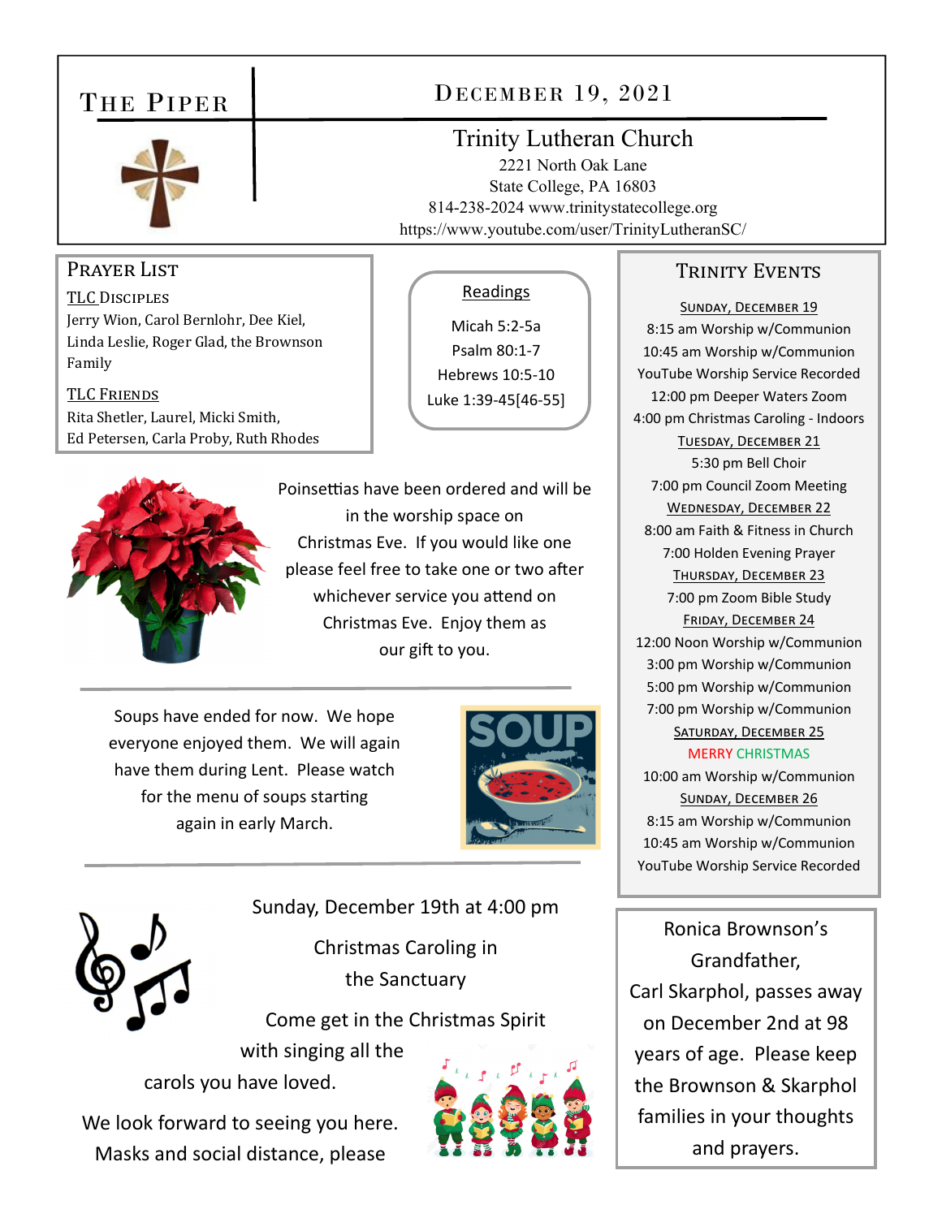# The Piper

## December 19, 2021

### Trinity Lutheran Church

2221 North Oak Lane
State College, PA 16803
814-238-2024 www.trinitystatecollege.org
https://www.youtube.com/user/TrinityLutheranSC/

## Prayer List

**TLC Disciples**
Jerry Wion, Carol Bernlohr, Dee Kiel, Linda Leslie, Roger Glad, the Brownson Family

**TLC Friends**
Rita Shetler, Laurel, Micki Smith, Ed Petersen, Carla Proby, Ruth Rhodes

## Readings

Micah 5:2-5a
Psalm 80:1-7
Hebrews 10:5-10
Luke 1:39-45[46-55]

Poinsettias have been ordered and will be in the worship space on Christmas Eve. If you would like one please feel free to take one or two after whichever service you attend on Christmas Eve. Enjoy them as our gift to you.

Soups have ended for now. We hope everyone enjoyed them. We will again have them during Lent. Please watch for the menu of soups starting again in early March.

Sunday, December 19th at 4:00 pm

Christmas Caroling in the Sanctuary

Come get in the Christmas Spirit with singing all the carols you have loved.

We look forward to seeing you here. Masks and social distance, please

## Trinity Events

**Sunday, December 19**
8:15 am Worship w/Communion
10:45 am Worship w/Communion
YouTube Worship Service Recorded
12:00 pm Deeper Waters Zoom
4:00 pm Christmas Caroling - Indoors

**Tuesday, December 21**
5:30 pm Bell Choir
7:00 pm Council Zoom Meeting

**Wednesday, December 22**
8:00 am Faith & Fitness in Church
7:00 Holden Evening Prayer

**Thursday, December 23**
7:00 pm Zoom Bible Study

**Friday, December 24**
12:00 Noon Worship w/Communion
3:00 pm Worship w/Communion
5:00 pm Worship w/Communion
7:00 pm Worship w/Communion

**Saturday, December 25**
MERRY CHRISTMAS
10:00 am Worship w/Communion

**Sunday, December 26**
8:15 am Worship w/Communion
10:45 am Worship w/Communion
YouTube Worship Service Recorded

Ronica Brownson's Grandfather, Carl Skarphol, passes away on December 2nd at 98 years of age. Please keep the Brownson & Skarphol families in your thoughts and prayers.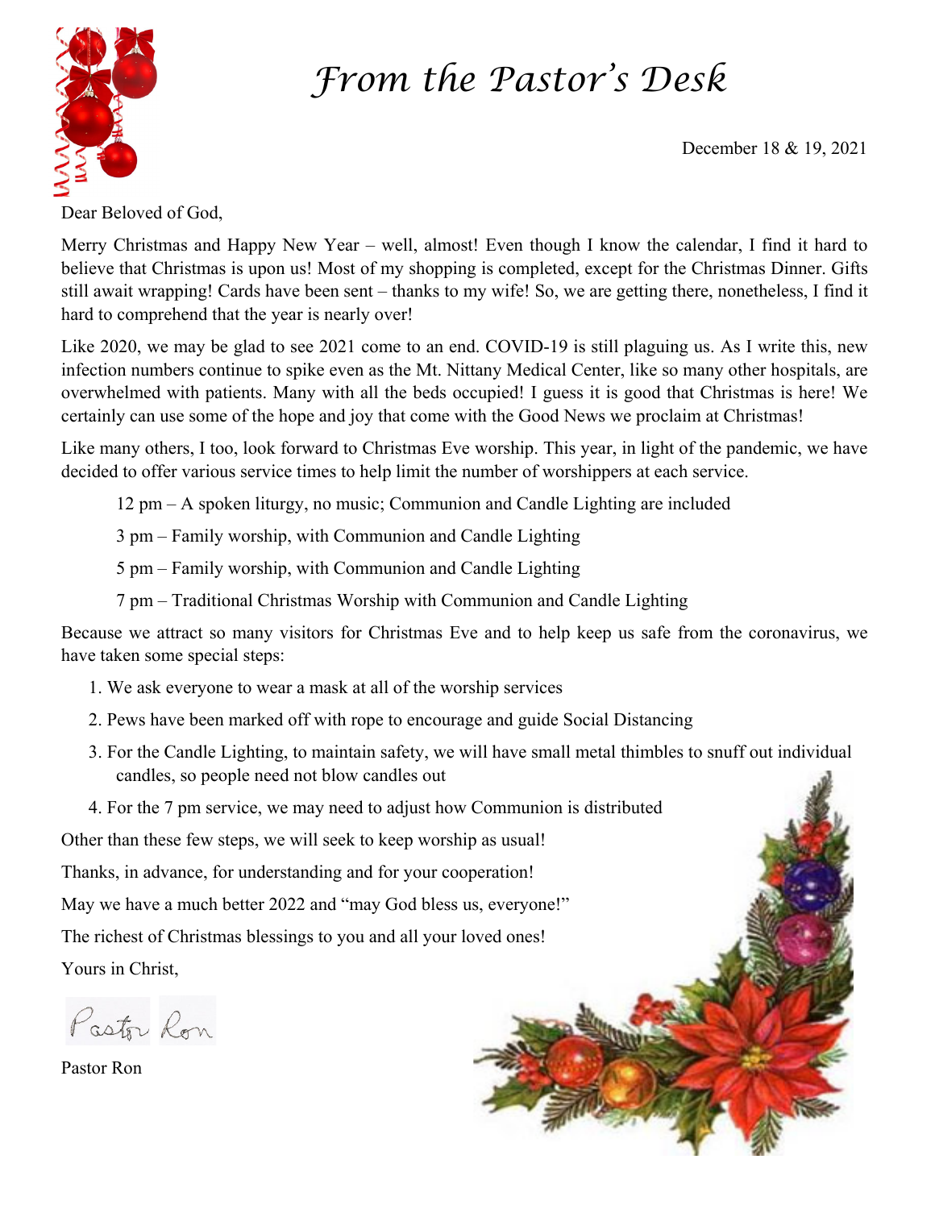# From the Pastor's Desk

December 18 & 19, 2021

Dear Beloved of God,

Merry Christmas and Happy New Year – well, almost! Even though I know the calendar, I find it hard to believe that Christmas is upon us! Most of my shopping is completed, except for the Christmas Dinner. Gifts still await wrapping! Cards have been sent – thanks to my wife! So, we are getting there, nonetheless, I find it hard to comprehend that the year is nearly over!

Like 2020, we may be glad to see 2021 come to an end. COVID-19 is still plaguing us. As I write this, new infection numbers continue to spike even as the Mt. Nittany Medical Center, like so many other hospitals, are overwhelmed with patients. Many with all the beds occupied! I guess it is good that Christmas is here! We certainly can use some of the hope and joy that come with the Good News we proclaim at Christmas!

Like many others, I too, look forward to Christmas Eve worship. This year, in light of the pandemic, we have decided to offer various service times to help limit the number of worshippers at each service.

12 pm – A spoken liturgy, no music; Communion and Candle Lighting are included

3 pm – Family worship, with Communion and Candle Lighting

5 pm – Family worship, with Communion and Candle Lighting

7 pm – Traditional Christmas Worship with Communion and Candle Lighting

Because we attract so many visitors for Christmas Eve and to help keep us safe from the coronavirus, we have taken some special steps:

1. We ask everyone to wear a mask at all of the worship services
2. Pews have been marked off with rope to encourage and guide Social Distancing
3. For the Candle Lighting, to maintain safety, we will have small metal thimbles to snuff out individual candles, so people need not blow candles out
4. For the 7 pm service, we may need to adjust how Communion is distributed

Other than these few steps, we will seek to keep worship as usual!

Thanks, in advance, for understanding and for your cooperation!

May we have a much better 2022 and "may God bless us, everyone!"

The richest of Christmas blessings to you and all your loved ones!

Yours in Christ,

Pastor Ron

Pastor Ron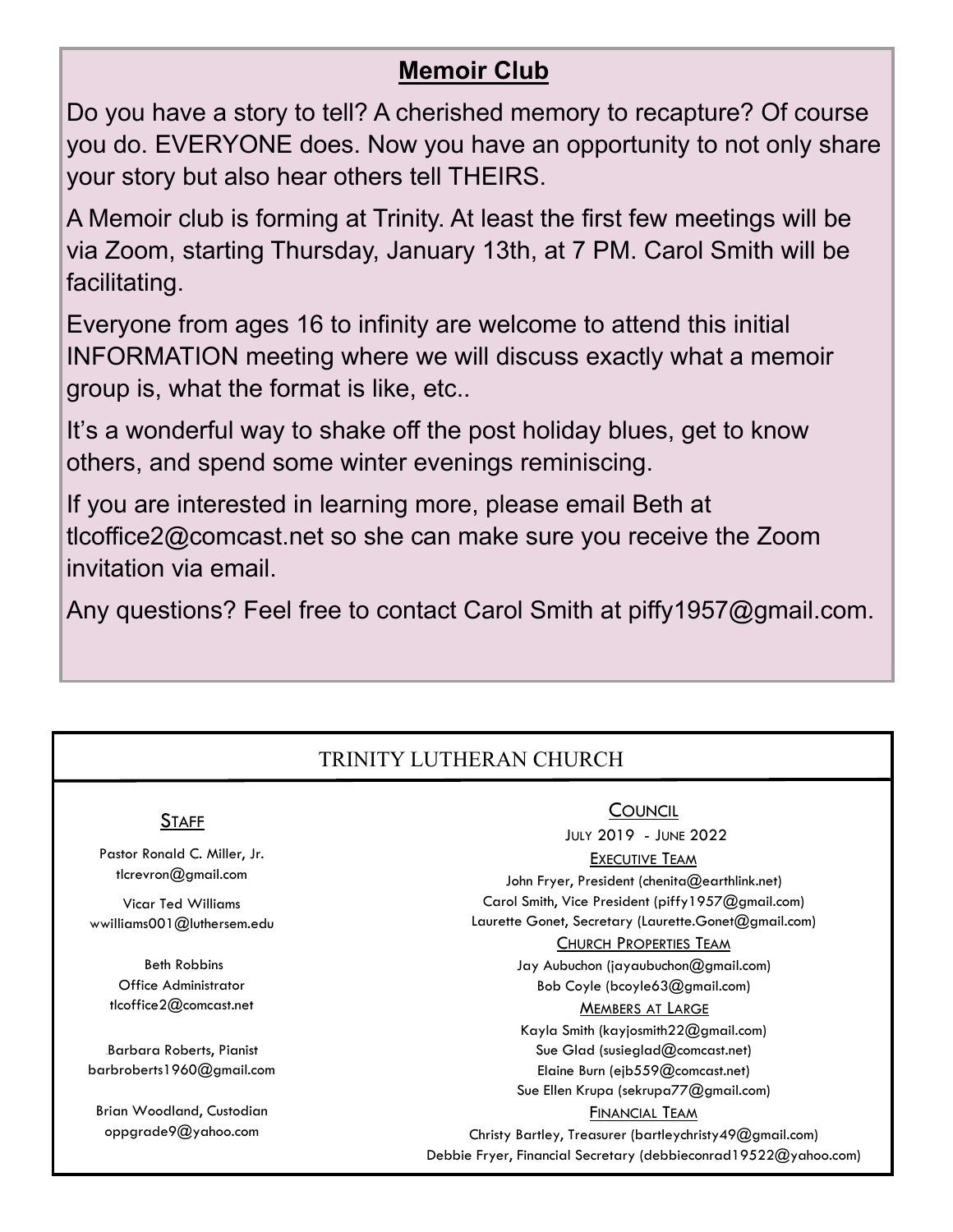## Memoir Club

Do you have a story to tell? A cherished memory to recapture? Of course you do. EVERYONE does. Now you have an opportunity to not only share your story but also hear others tell THEIRS.

A Memoir club is forming at Trinity. At least the first few meetings will be via Zoom, starting Thursday, January 13th, at 7 PM. Carol Smith will be facilitating.

Everyone from ages 16 to infinity are welcome to attend this initial INFORMATION meeting where we will discuss exactly what a memoir group is, what the format is like, etc..

It's a wonderful way to shake off the post holiday blues, get to know others, and spend some winter evenings reminiscing.

If you are interested in learning more, please email Beth at tlcoffice2@comcast.net so she can make sure you receive the Zoom invitation via email.

Any questions? Feel free to contact Carol Smith at piffy1957@gmail.com.

## TRINITY LUTHERAN CHURCH

### Staff

Pastor Ronald C. Miller, Jr.
tlcrevron@gmail.com

Vicar Ted Williams
wwilliams001@luthersem.edu

Beth Robbins
Office Administrator
tlcoffice2@comcast.net

Barbara Roberts, Pianist
barbroberts1960@gmail.com

Brian Woodland, Custodian
oppgrade9@yahoo.com

### Council

July 2019 - June 2022

**Executive Team**

John Fryer, President (chenita@earthlink.net)
Carol Smith, Vice President (piffy1957@gmail.com)
Laurette Gonet, Secretary (Laurette.Gonet@gmail.com)

**Church Properties Team**

Jay Aubuchon (jayaubuchon@gmail.com)
Bob Coyle (bcoyle63@gmail.com)

**Members at Large**

Kayla Smith (kayjosmith22@gmail.com)
Sue Glad (susieglad@comcast.net)
Elaine Burn (ejb559@comcast.net)
Sue Ellen Krupa (sekrupa77@gmail.com)

**Financial Team**

Christy Bartley, Treasurer (bartleychristy49@gmail.com)
Debbie Fryer, Financial Secretary (debbieconrad19522@yahoo.com)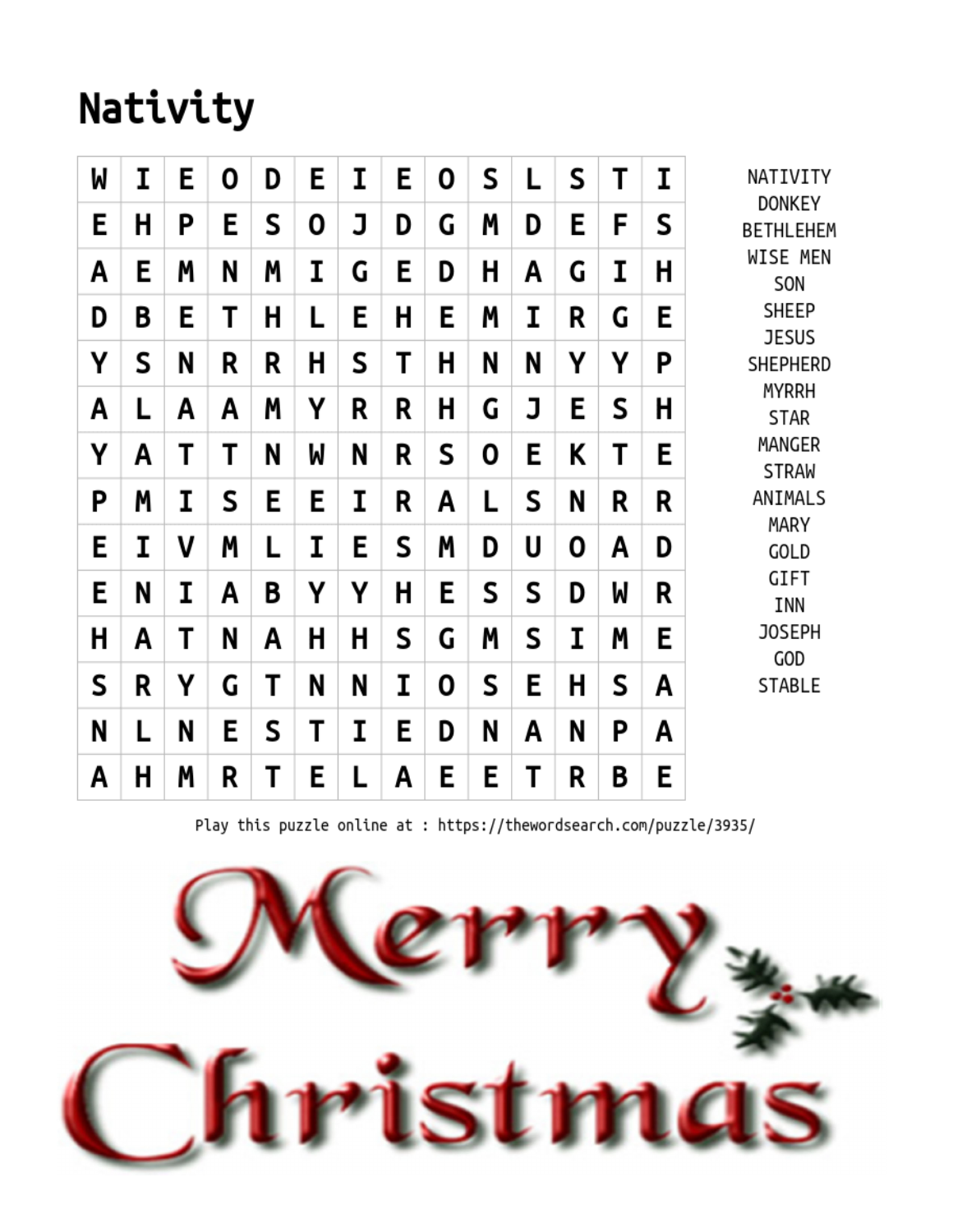# Nativity

| | | | | | | | | | | | | | |
|---|---|---|---|---|---|---|---|---|---|---|---|---|---|
| W | I | E | O | D | E | I | E | O | S | L | S | T | I |
| E | H | P | E | S | O | J | D | G | M | D | E | F | S |
| A | E | M | N | M | I | G | E | D | H | A | G | I | H |
| D | B | E | T | H | L | E | H | E | M | I | R | G | E |
| Y | S | N | R | R | H | S | T | H | N | N | Y | Y | P |
| A | L | A | A | M | Y | R | R | H | G | J | E | S | H |
| Y | A | T | T | N | W | N | R | S | O | E | K | T | E |
| P | M | I | S | E | E | I | R | A | L | S | N | R | R |
| E | I | V | M | L | I | E | S | M | D | U | O | A | D |
| E | N | I | A | B | Y | Y | H | E | S | S | D | W | R |
| H | A | T | N | A | H | H | S | G | M | S | I | M | E |
| S | R | Y | G | T | N | N | I | O | S | E | H | S | A |
| N | L | N | E | S | T | I | E | D | N | A | N | P | A |
| A | H | M | R | T | E | L | A | E | E | T | R | B | E |

NATIVITY
DONKEY
BETHLEHEM
WISE MEN
SON
SHEEP
JESUS
SHEPHERD
MYRRH
STAR
MANGER
STRAW
ANIMALS
MARY
GOLD
GIFT
INN
JOSEPH
GOD
STABLE

Play this puzzle online at : https://thewordsearch.com/puzzle/3935/

Merry Christmas